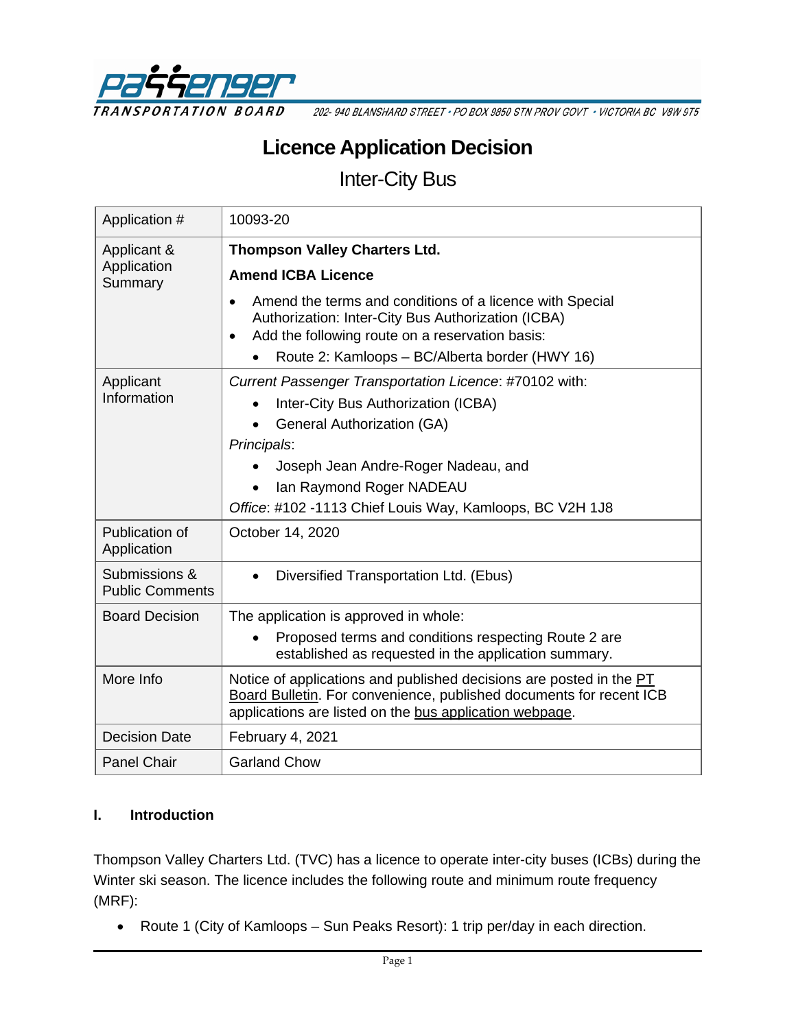PASSENGER TRANSPORTATION BOARD

202- 940 BLANSHARD STREET • PO BOX 9850 STN PROV GOVT • VICTORIA BC V8W 9T5

# Licence Application Decision

## Inter-City Bus

| | |
|---|---|
| Application # | 10093-20 |
| Applicant & Application Summary | **Thompson Valley Charters Ltd.**<br>**Amend ICBA Licence**<br>• Amend the terms and conditions of a licence with Special Authorization: Inter-City Bus Authorization (ICBA)<br>• Add the following route on a reservation basis:<br>  • Route 2: Kamloops – BC/Alberta border (HWY 16) |
| Applicant Information | *Current Passenger Transportation Licence*: #70102 with:<br>• Inter-City Bus Authorization (ICBA)<br>• General Authorization (GA)<br>*Principals*:<br>• Joseph Jean Andre-Roger Nadeau, and<br>• Ian Raymond Roger NADEAU<br>*Office*: #102 -1113 Chief Louis Way, Kamloops, BC V2H 1J8 |
| Publication of Application | October 14, 2020 |
| Submissions & Public Comments | • Diversified Transportation Ltd. (Ebus) |
| Board Decision | The application is approved in whole:<br>• Proposed terms and conditions respecting Route 2 are established as requested in the application summary. |
| More Info | Notice of applications and published decisions are posted in the PT Board Bulletin. For convenience, published documents for recent ICB applications are listed on the bus application webpage. |
| Decision Date | February 4, 2021 |
| Panel Chair | Garland Chow |

### I. Introduction

Thompson Valley Charters Ltd. (TVC) has a licence to operate inter-city buses (ICBs) during the Winter ski season. The licence includes the following route and minimum route frequency (MRF):

- Route 1 (City of Kamloops – Sun Peaks Resort): 1 trip per/day in each direction.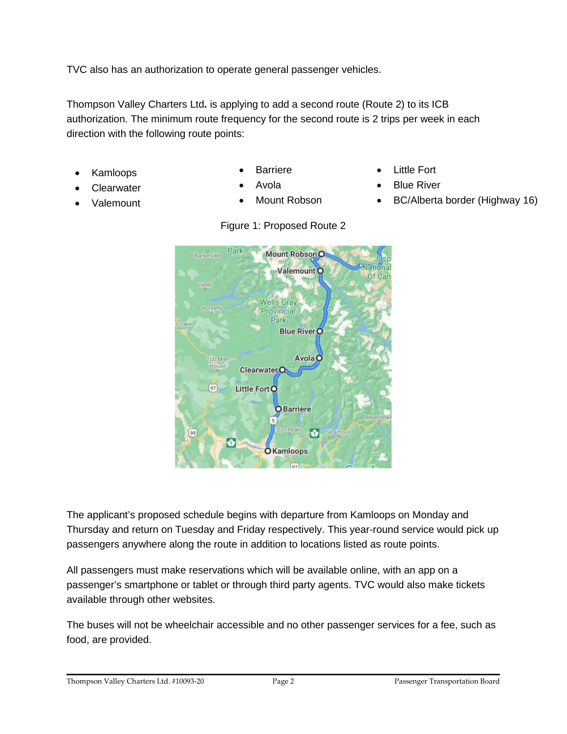TVC also has an authorization to operate general passenger vehicles.

Thompson Valley Charters Ltd**.** is applying to add a second route (Route 2) to its ICB authorization. The minimum route frequency for the second route is 2 trips per week in each direction with the following route points:

- Kamloops
- Clearwater
- Valemount
- Barriere
- Avola
- Mount Robson
- Little Fort
- Blue River
- BC/Alberta border (Highway 16)

Figure 1: Proposed Route 2

The applicant's proposed schedule begins with departure from Kamloops on Monday and Thursday and return on Tuesday and Friday respectively. This year-round service would pick up passengers anywhere along the route in addition to locations listed as route points.

All passengers must make reservations which will be available online, with an app on a passenger's smartphone or tablet or through third party agents. TVC would also make tickets available through other websites.

The buses will not be wheelchair accessible and no other passenger services for a fee, such as food, are provided.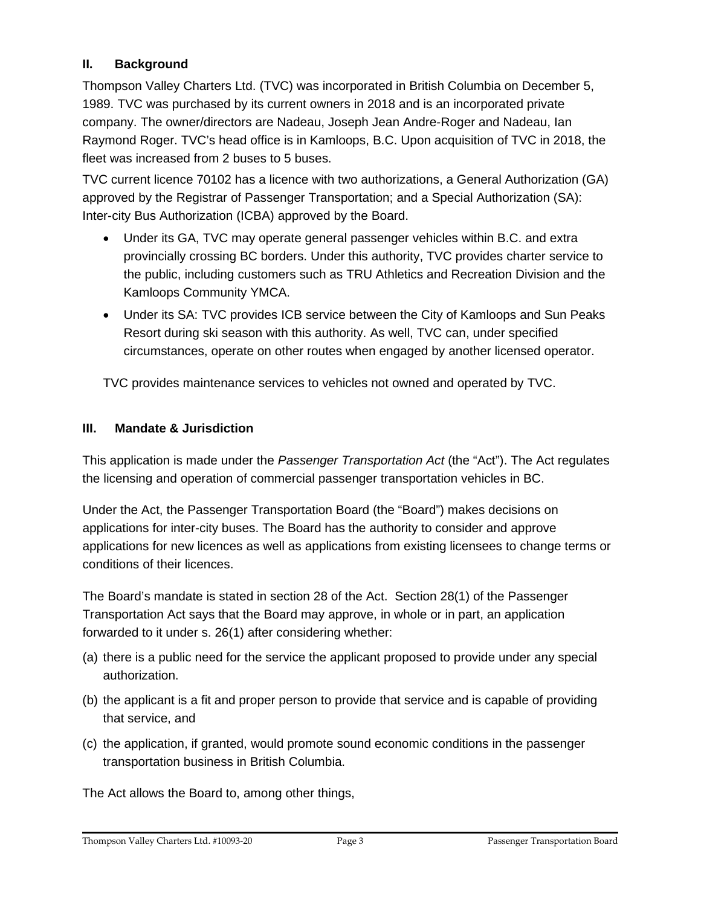## II. Background

Thompson Valley Charters Ltd. (TVC) was incorporated in British Columbia on December 5, 1989. TVC was purchased by its current owners in 2018 and is an incorporated private company. The owner/directors are Nadeau, Joseph Jean Andre-Roger and Nadeau, Ian Raymond Roger. TVC's head office is in Kamloops, B.C. Upon acquisition of TVC in 2018, the fleet was increased from 2 buses to 5 buses.

TVC current licence 70102 has a licence with two authorizations, a General Authorization (GA) approved by the Registrar of Passenger Transportation; and a Special Authorization (SA): Inter-city Bus Authorization (ICBA) approved by the Board.

- Under its GA, TVC may operate general passenger vehicles within B.C. and extra provincially crossing BC borders. Under this authority, TVC provides charter service to the public, including customers such as TRU Athletics and Recreation Division and the Kamloops Community YMCA.
- Under its SA: TVC provides ICB service between the City of Kamloops and Sun Peaks Resort during ski season with this authority. As well, TVC can, under specified circumstances, operate on other routes when engaged by another licensed operator.

TVC provides maintenance services to vehicles not owned and operated by TVC.

## III. Mandate & Jurisdiction

This application is made under the *Passenger Transportation Act* (the "Act"). The Act regulates the licensing and operation of commercial passenger transportation vehicles in BC.

Under the Act, the Passenger Transportation Board (the "Board") makes decisions on applications for inter-city buses. The Board has the authority to consider and approve applications for new licences as well as applications from existing licensees to change terms or conditions of their licences.

The Board's mandate is stated in section 28 of the Act. Section 28(1) of the Passenger Transportation Act says that the Board may approve, in whole or in part, an application forwarded to it under s. 26(1) after considering whether:

(a) there is a public need for the service the applicant proposed to provide under any special authorization.

(b) the applicant is a fit and proper person to provide that service and is capable of providing that service, and

(c) the application, if granted, would promote sound economic conditions in the passenger transportation business in British Columbia.

The Act allows the Board to, among other things,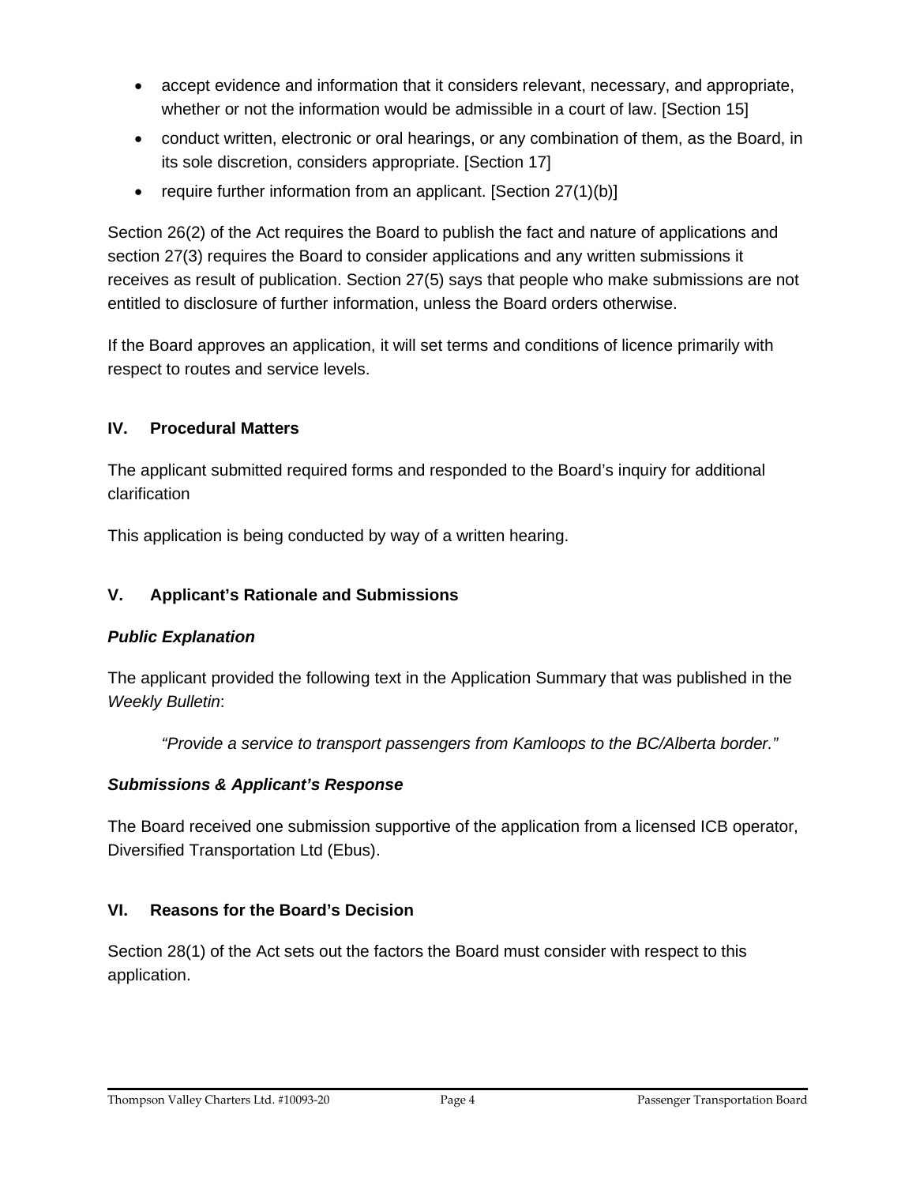- accept evidence and information that it considers relevant, necessary, and appropriate, whether or not the information would be admissible in a court of law. [Section 15]
- conduct written, electronic or oral hearings, or any combination of them, as the Board, in its sole discretion, considers appropriate. [Section 17]
- require further information from an applicant. [Section 27(1)(b)]

Section 26(2) of the Act requires the Board to publish the fact and nature of applications and section 27(3) requires the Board to consider applications and any written submissions it receives as result of publication. Section 27(5) says that people who make submissions are not entitled to disclosure of further information, unless the Board orders otherwise.

If the Board approves an application, it will set terms and conditions of licence primarily with respect to routes and service levels.

## IV. Procedural Matters

The applicant submitted required forms and responded to the Board's inquiry for additional clarification

This application is being conducted by way of a written hearing.

## V. Applicant's Rationale and Submissions

### *Public Explanation*

The applicant provided the following text in the Application Summary that was published in the *Weekly Bulletin*:

> *"Provide a service to transport passengers from Kamloops to the BC/Alberta border."*

### *Submissions & Applicant's Response*

The Board received one submission supportive of the application from a licensed ICB operator, Diversified Transportation Ltd (Ebus).

## VI. Reasons for the Board's Decision

Section 28(1) of the Act sets out the factors the Board must consider with respect to this application.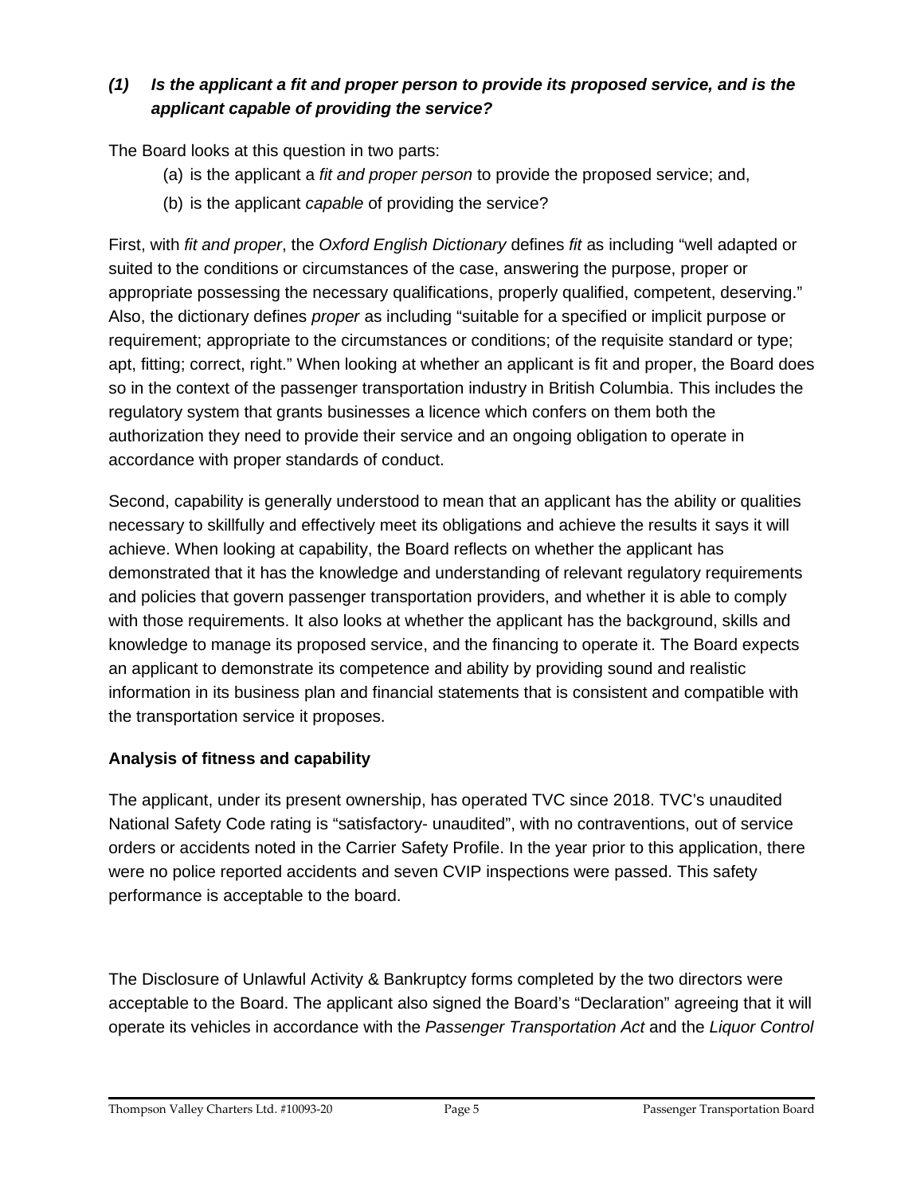### *(1) Is the applicant a fit and proper person to provide its proposed service, and is the applicant capable of providing the service?*

The Board looks at this question in two parts:

(a) is the applicant a *fit and proper person* to provide the proposed service; and,

(b) is the applicant *capable* of providing the service?

First, with *fit and proper*, the *Oxford English Dictionary* defines *fit* as including "well adapted or suited to the conditions or circumstances of the case, answering the purpose, proper or appropriate possessing the necessary qualifications, properly qualified, competent, deserving." Also, the dictionary defines *proper* as including "suitable for a specified or implicit purpose or requirement; appropriate to the circumstances or conditions; of the requisite standard or type; apt, fitting; correct, right." When looking at whether an applicant is fit and proper, the Board does so in the context of the passenger transportation industry in British Columbia. This includes the regulatory system that grants businesses a licence which confers on them both the authorization they need to provide their service and an ongoing obligation to operate in accordance with proper standards of conduct.

Second, capability is generally understood to mean that an applicant has the ability or qualities necessary to skillfully and effectively meet its obligations and achieve the results it says it will achieve. When looking at capability, the Board reflects on whether the applicant has demonstrated that it has the knowledge and understanding of relevant regulatory requirements and policies that govern passenger transportation providers, and whether it is able to comply with those requirements. It also looks at whether the applicant has the background, skills and knowledge to manage its proposed service, and the financing to operate it. The Board expects an applicant to demonstrate its competence and ability by providing sound and realistic information in its business plan and financial statements that is consistent and compatible with the transportation service it proposes.

**Analysis of fitness and capability**

The applicant, under its present ownership, has operated TVC since 2018. TVC's unaudited National Safety Code rating is "satisfactory- unaudited", with no contraventions, out of service orders or accidents noted in the Carrier Safety Profile. In the year prior to this application, there were no police reported accidents and seven CVIP inspections were passed. This safety performance is acceptable to the board.

The Disclosure of Unlawful Activity & Bankruptcy forms completed by the two directors were acceptable to the Board. The applicant also signed the Board's "Declaration" agreeing that it will operate its vehicles in accordance with the *Passenger Transportation Act* and the *Liquor Control*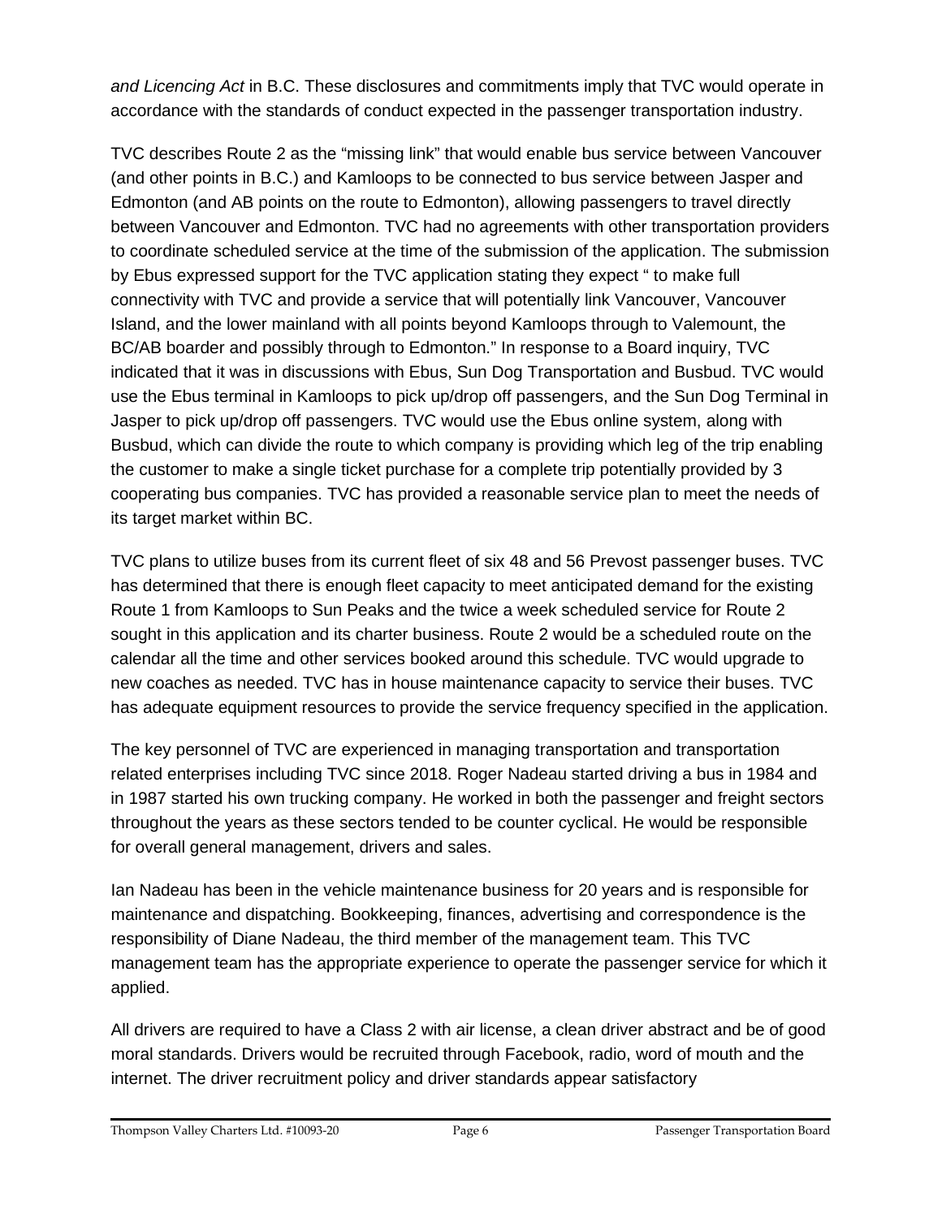*and Licencing Act* in B.C. These disclosures and commitments imply that TVC would operate in accordance with the standards of conduct expected in the passenger transportation industry.

TVC describes Route 2 as the "missing link" that would enable bus service between Vancouver (and other points in B.C.) and Kamloops to be connected to bus service between Jasper and Edmonton (and AB points on the route to Edmonton), allowing passengers to travel directly between Vancouver and Edmonton. TVC had no agreements with other transportation providers to coordinate scheduled service at the time of the submission of the application. The submission by Ebus expressed support for the TVC application stating they expect " to make full connectivity with TVC and provide a service that will potentially link Vancouver, Vancouver Island, and the lower mainland with all points beyond Kamloops through to Valemount, the BC/AB boarder and possibly through to Edmonton." In response to a Board inquiry, TVC indicated that it was in discussions with Ebus, Sun Dog Transportation and Busbud. TVC would use the Ebus terminal in Kamloops to pick up/drop off passengers, and the Sun Dog Terminal in Jasper to pick up/drop off passengers. TVC would use the Ebus online system, along with Busbud, which can divide the route to which company is providing which leg of the trip enabling the customer to make a single ticket purchase for a complete trip potentially provided by 3 cooperating bus companies. TVC has provided a reasonable service plan to meet the needs of its target market within BC.

TVC plans to utilize buses from its current fleet of six 48 and 56 Prevost passenger buses. TVC has determined that there is enough fleet capacity to meet anticipated demand for the existing Route 1 from Kamloops to Sun Peaks and the twice a week scheduled service for Route 2 sought in this application and its charter business. Route 2 would be a scheduled route on the calendar all the time and other services booked around this schedule. TVC would upgrade to new coaches as needed. TVC has in house maintenance capacity to service their buses. TVC has adequate equipment resources to provide the service frequency specified in the application.

The key personnel of TVC are experienced in managing transportation and transportation related enterprises including TVC since 2018. Roger Nadeau started driving a bus in 1984 and in 1987 started his own trucking company. He worked in both the passenger and freight sectors throughout the years as these sectors tended to be counter cyclical. He would be responsible for overall general management, drivers and sales.

Ian Nadeau has been in the vehicle maintenance business for 20 years and is responsible for maintenance and dispatching. Bookkeeping, finances, advertising and correspondence is the responsibility of Diane Nadeau, the third member of the management team. This TVC management team has the appropriate experience to operate the passenger service for which it applied.

All drivers are required to have a Class 2 with air license, a clean driver abstract and be of good moral standards. Drivers would be recruited through Facebook, radio, word of mouth and the internet. The driver recruitment policy and driver standards appear satisfactory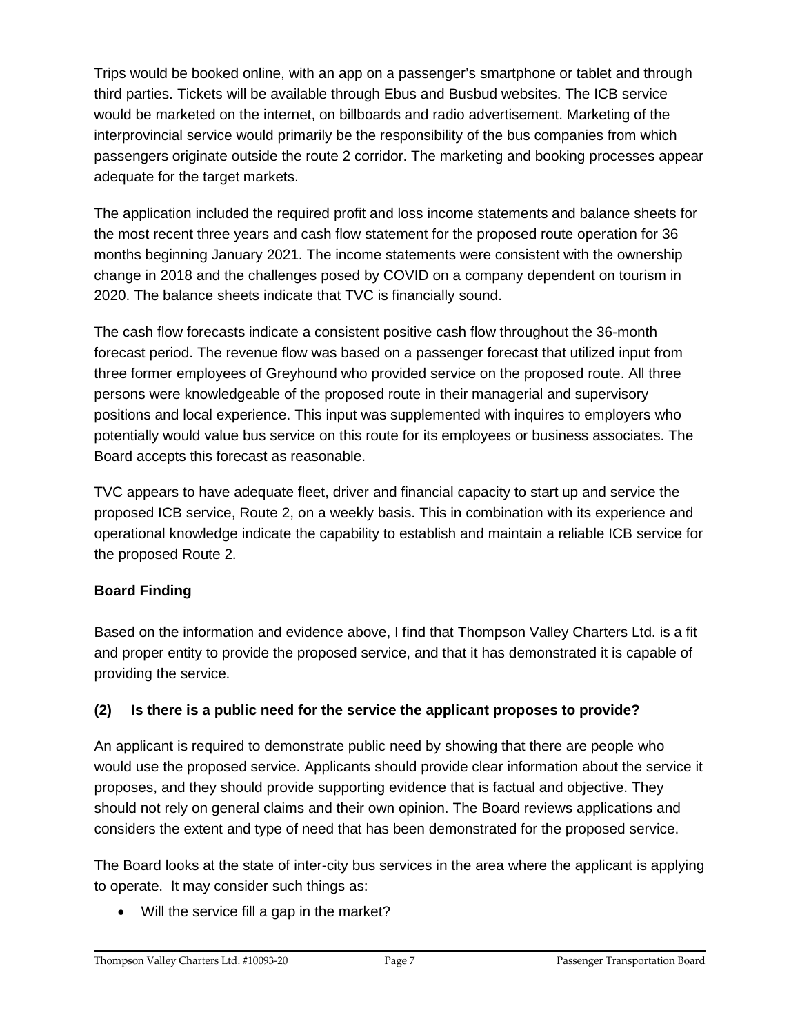Trips would be booked online, with an app on a passenger's smartphone or tablet and through third parties. Tickets will be available through Ebus and Busbud websites. The ICB service would be marketed on the internet, on billboards and radio advertisement. Marketing of the interprovincial service would primarily be the responsibility of the bus companies from which passengers originate outside the route 2 corridor. The marketing and booking processes appear adequate for the target markets.

The application included the required profit and loss income statements and balance sheets for the most recent three years and cash flow statement for the proposed route operation for 36 months beginning January 2021. The income statements were consistent with the ownership change in 2018 and the challenges posed by COVID on a company dependent on tourism in 2020. The balance sheets indicate that TVC is financially sound.

The cash flow forecasts indicate a consistent positive cash flow throughout the 36-month forecast period. The revenue flow was based on a passenger forecast that utilized input from three former employees of Greyhound who provided service on the proposed route. All three persons were knowledgeable of the proposed route in their managerial and supervisory positions and local experience. This input was supplemented with inquires to employers who potentially would value bus service on this route for its employees or business associates. The Board accepts this forecast as reasonable.

TVC appears to have adequate fleet, driver and financial capacity to start up and service the proposed ICB service, Route 2, on a weekly basis. This in combination with its experience and operational knowledge indicate the capability to establish and maintain a reliable ICB service for the proposed Route 2.

**Board Finding**

Based on the information and evidence above, I find that Thompson Valley Charters Ltd. is a fit and proper entity to provide the proposed service, and that it has demonstrated it is capable of providing the service.

### (2) Is there is a public need for the service the applicant proposes to provide?

An applicant is required to demonstrate public need by showing that there are people who would use the proposed service. Applicants should provide clear information about the service it proposes, and they should provide supporting evidence that is factual and objective. They should not rely on general claims and their own opinion. The Board reviews applications and considers the extent and type of need that has been demonstrated for the proposed service.

The Board looks at the state of inter-city bus services in the area where the applicant is applying to operate. It may consider such things as:

- Will the service fill a gap in the market?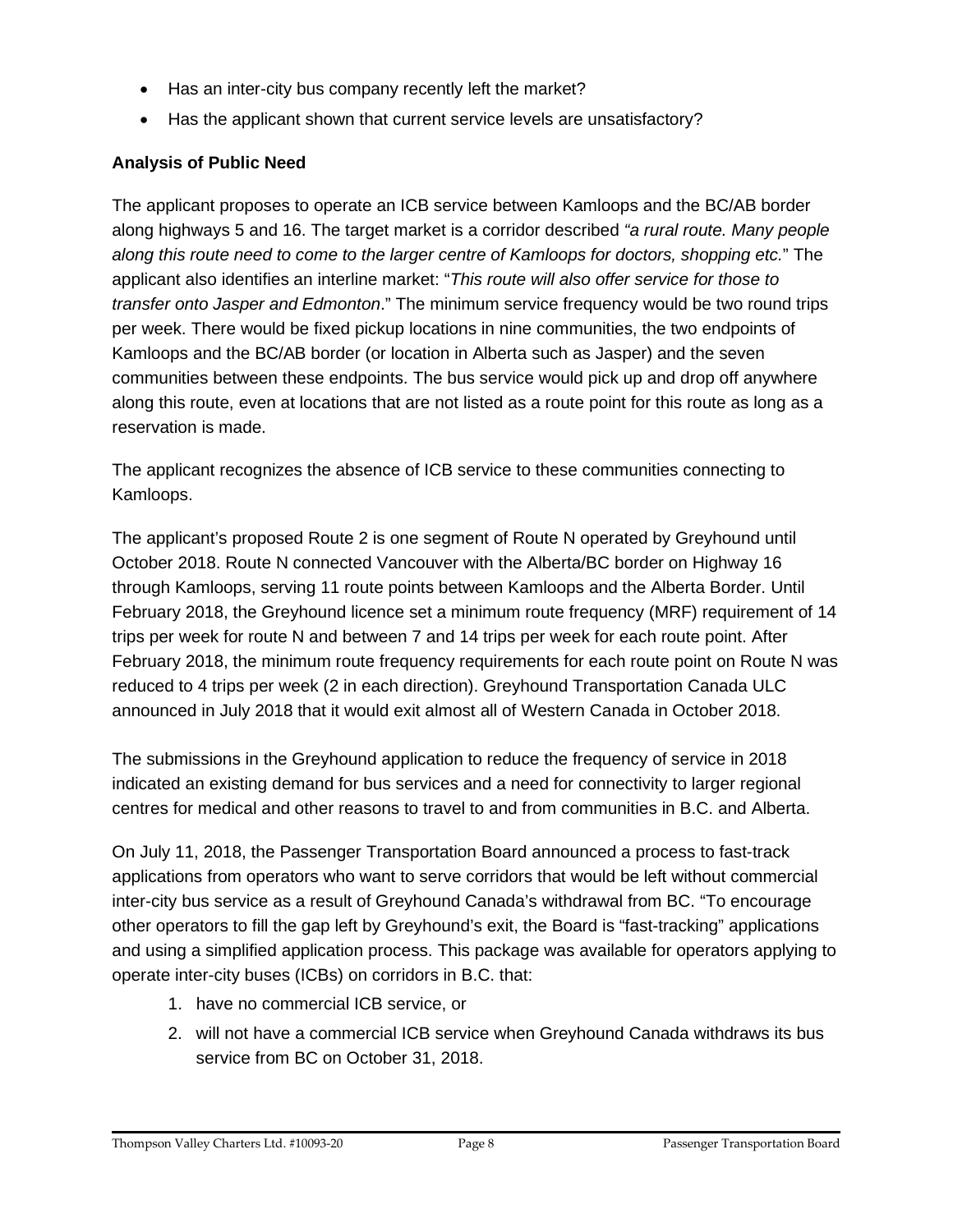- Has an inter-city bus company recently left the market?
- Has the applicant shown that current service levels are unsatisfactory?

**Analysis of Public Need**

The applicant proposes to operate an ICB service between Kamloops and the BC/AB border along highways 5 and 16. The target market is a corridor described *"a rural route. Many people along this route need to come to the larger centre of Kamloops for doctors, shopping etc.*" The applicant also identifies an interline market: "*This route will also offer service for those to transfer onto Jasper and Edmonton*." The minimum service frequency would be two round trips per week. There would be fixed pickup locations in nine communities, the two endpoints of Kamloops and the BC/AB border (or location in Alberta such as Jasper) and the seven communities between these endpoints. The bus service would pick up and drop off anywhere along this route, even at locations that are not listed as a route point for this route as long as a reservation is made.

The applicant recognizes the absence of ICB service to these communities connecting to Kamloops.

The applicant's proposed Route 2 is one segment of Route N operated by Greyhound until October 2018. Route N connected Vancouver with the Alberta/BC border on Highway 16 through Kamloops, serving 11 route points between Kamloops and the Alberta Border. Until February 2018, the Greyhound licence set a minimum route frequency (MRF) requirement of 14 trips per week for route N and between 7 and 14 trips per week for each route point. After February 2018, the minimum route frequency requirements for each route point on Route N was reduced to 4 trips per week (2 in each direction). Greyhound Transportation Canada ULC announced in July 2018 that it would exit almost all of Western Canada in October 2018.

The submissions in the Greyhound application to reduce the frequency of service in 2018 indicated an existing demand for bus services and a need for connectivity to larger regional centres for medical and other reasons to travel to and from communities in B.C. and Alberta.

On July 11, 2018, the Passenger Transportation Board announced a process to fast-track applications from operators who want to serve corridors that would be left without commercial inter-city bus service as a result of Greyhound Canada's withdrawal from BC. "To encourage other operators to fill the gap left by Greyhound's exit, the Board is "fast-tracking" applications and using a simplified application process. This package was available for operators applying to operate inter-city buses (ICBs) on corridors in B.C. that:

1. have no commercial ICB service, or
2. will not have a commercial ICB service when Greyhound Canada withdraws its bus service from BC on October 31, 2018.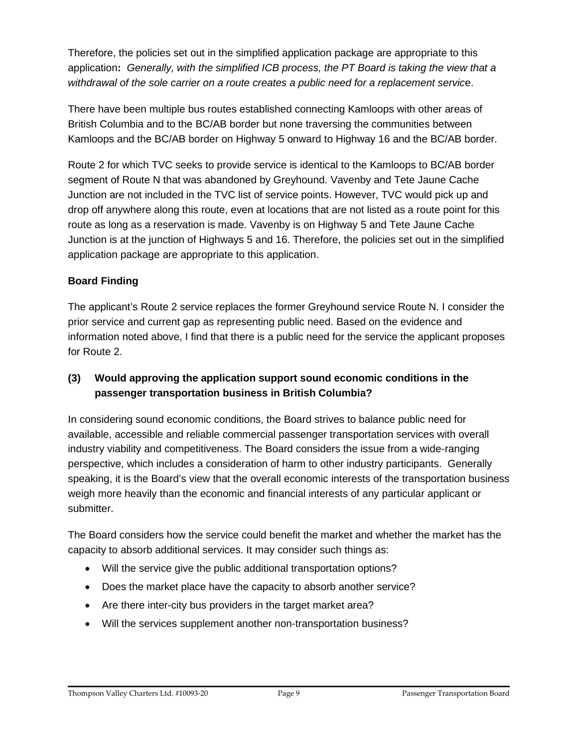Therefore, the policies set out in the simplified application package are appropriate to this application**:** *Generally, with the simplified ICB process, the PT Board is taking the view that a withdrawal of the sole carrier on a route creates a public need for a replacement servic*e.

There have been multiple bus routes established connecting Kamloops with other areas of British Columbia and to the BC/AB border but none traversing the communities between Kamloops and the BC/AB border on Highway 5 onward to Highway 16 and the BC/AB border.

Route 2 for which TVC seeks to provide service is identical to the Kamloops to BC/AB border segment of Route N that was abandoned by Greyhound. Vavenby and Tete Jaune Cache Junction are not included in the TVC list of service points. However, TVC would pick up and drop off anywhere along this route, even at locations that are not listed as a route point for this route as long as a reservation is made. Vavenby is on Highway 5 and Tete Jaune Cache Junction is at the junction of Highways 5 and 16. Therefore, the policies set out in the simplified application package are appropriate to this application.

**Board Finding**

The applicant's Route 2 service replaces the former Greyhound service Route N. I consider the prior service and current gap as representing public need. Based on the evidence and information noted above, I find that there is a public need for the service the applicant proposes for Route 2.

**(3) Would approving the application support sound economic conditions in the passenger transportation business in British Columbia?**

In considering sound economic conditions, the Board strives to balance public need for available, accessible and reliable commercial passenger transportation services with overall industry viability and competitiveness. The Board considers the issue from a wide-ranging perspective, which includes a consideration of harm to other industry participants. Generally speaking, it is the Board's view that the overall economic interests of the transportation business weigh more heavily than the economic and financial interests of any particular applicant or submitter.

The Board considers how the service could benefit the market and whether the market has the capacity to absorb additional services. It may consider such things as:

- Will the service give the public additional transportation options?
- Does the market place have the capacity to absorb another service?
- Are there inter-city bus providers in the target market area?
- Will the services supplement another non-transportation business?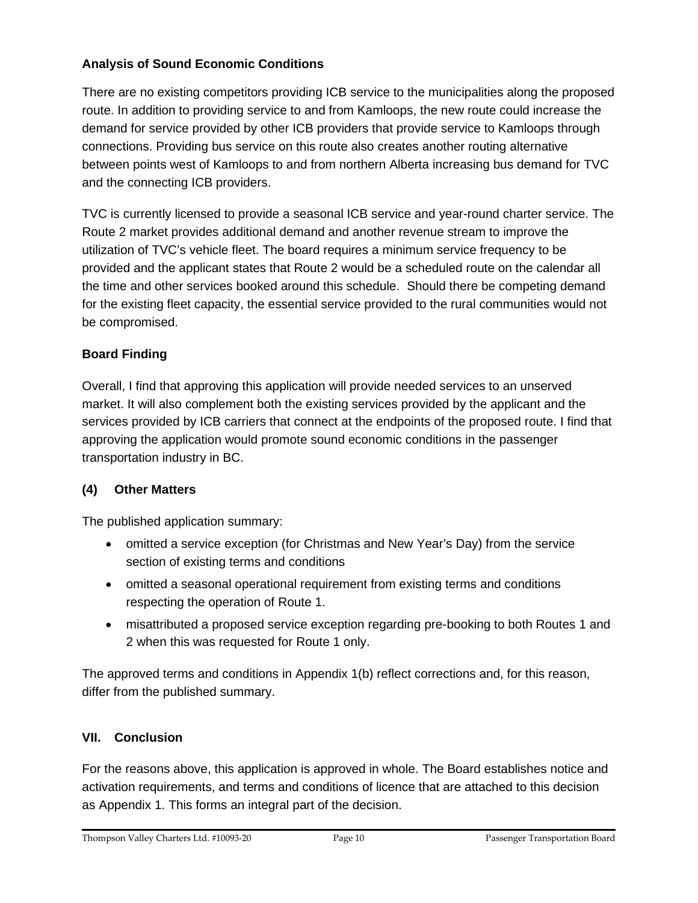### Analysis of Sound Economic Conditions

There are no existing competitors providing ICB service to the municipalities along the proposed route. In addition to providing service to and from Kamloops, the new route could increase the demand for service provided by other ICB providers that provide service to Kamloops through connections. Providing bus service on this route also creates another routing alternative between points west of Kamloops to and from northern Alberta increasing bus demand for TVC and the connecting ICB providers.

TVC is currently licensed to provide a seasonal ICB service and year-round charter service. The Route 2 market provides additional demand and another revenue stream to improve the utilization of TVC's vehicle fleet. The board requires a minimum service frequency to be provided and the applicant states that Route 2 would be a scheduled route on the calendar all the time and other services booked around this schedule. Should there be competing demand for the existing fleet capacity, the essential service provided to the rural communities would not be compromised.

### Board Finding

Overall, I find that approving this application will provide needed services to an unserved market. It will also complement both the existing services provided by the applicant and the services provided by ICB carriers that connect at the endpoints of the proposed route. I find that approving the application would promote sound economic conditions in the passenger transportation industry in BC.

### (4) Other Matters

The published application summary:

- omitted a service exception (for Christmas and New Year's Day) from the service section of existing terms and conditions
- omitted a seasonal operational requirement from existing terms and conditions respecting the operation of Route 1.
- misattributed a proposed service exception regarding pre-booking to both Routes 1 and 2 when this was requested for Route 1 only.

The approved terms and conditions in Appendix 1(b) reflect corrections and, for this reason, differ from the published summary.

## VII. Conclusion

For the reasons above, this application is approved in whole. The Board establishes notice and activation requirements, and terms and conditions of licence that are attached to this decision as Appendix 1. This forms an integral part of the decision.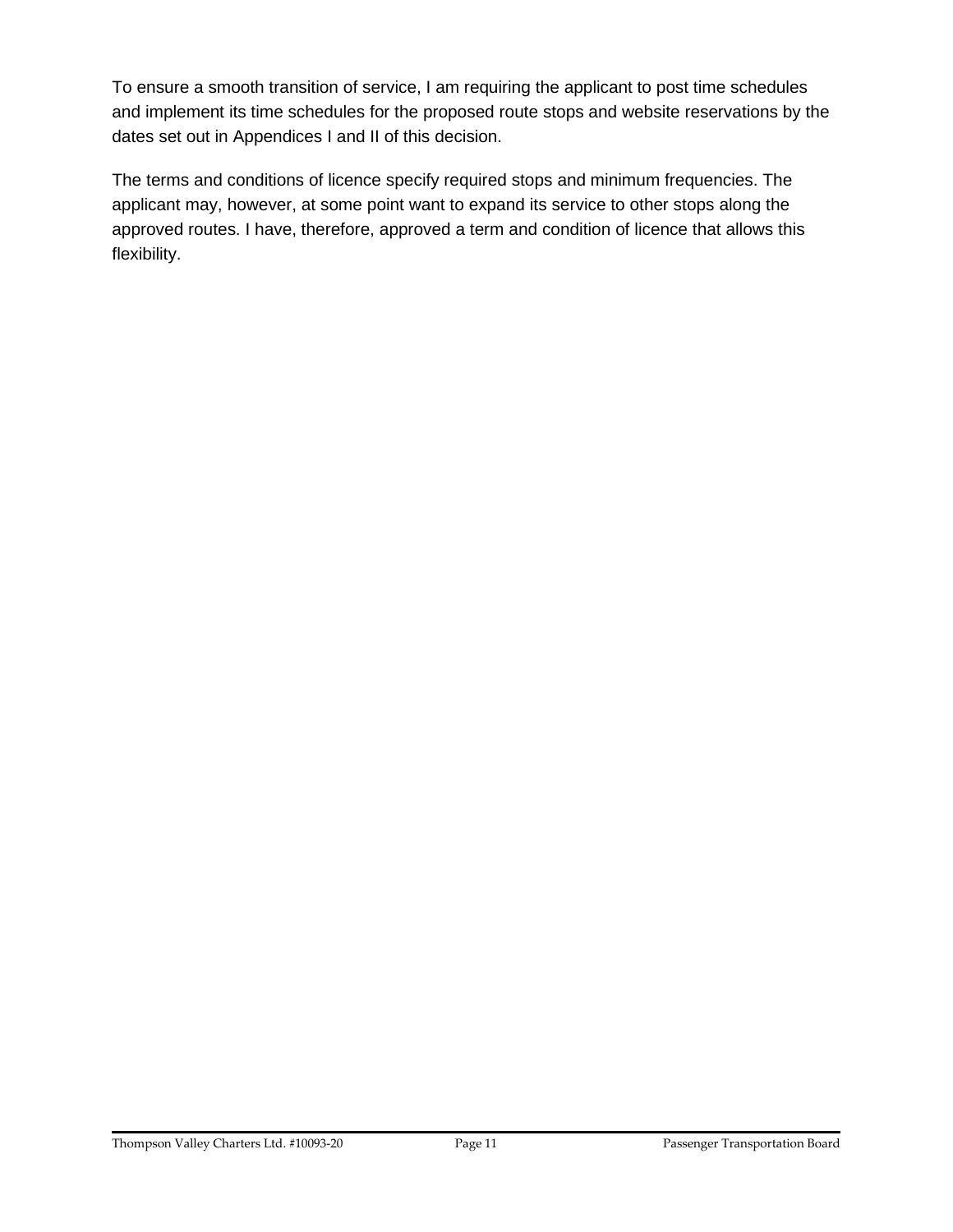To ensure a smooth transition of service, I am requiring the applicant to post time schedules and implement its time schedules for the proposed route stops and website reservations by the dates set out in Appendices I and II of this decision.

The terms and conditions of licence specify required stops and minimum frequencies. The applicant may, however, at some point want to expand its service to other stops along the approved routes. I have, therefore, approved a term and condition of licence that allows this flexibility.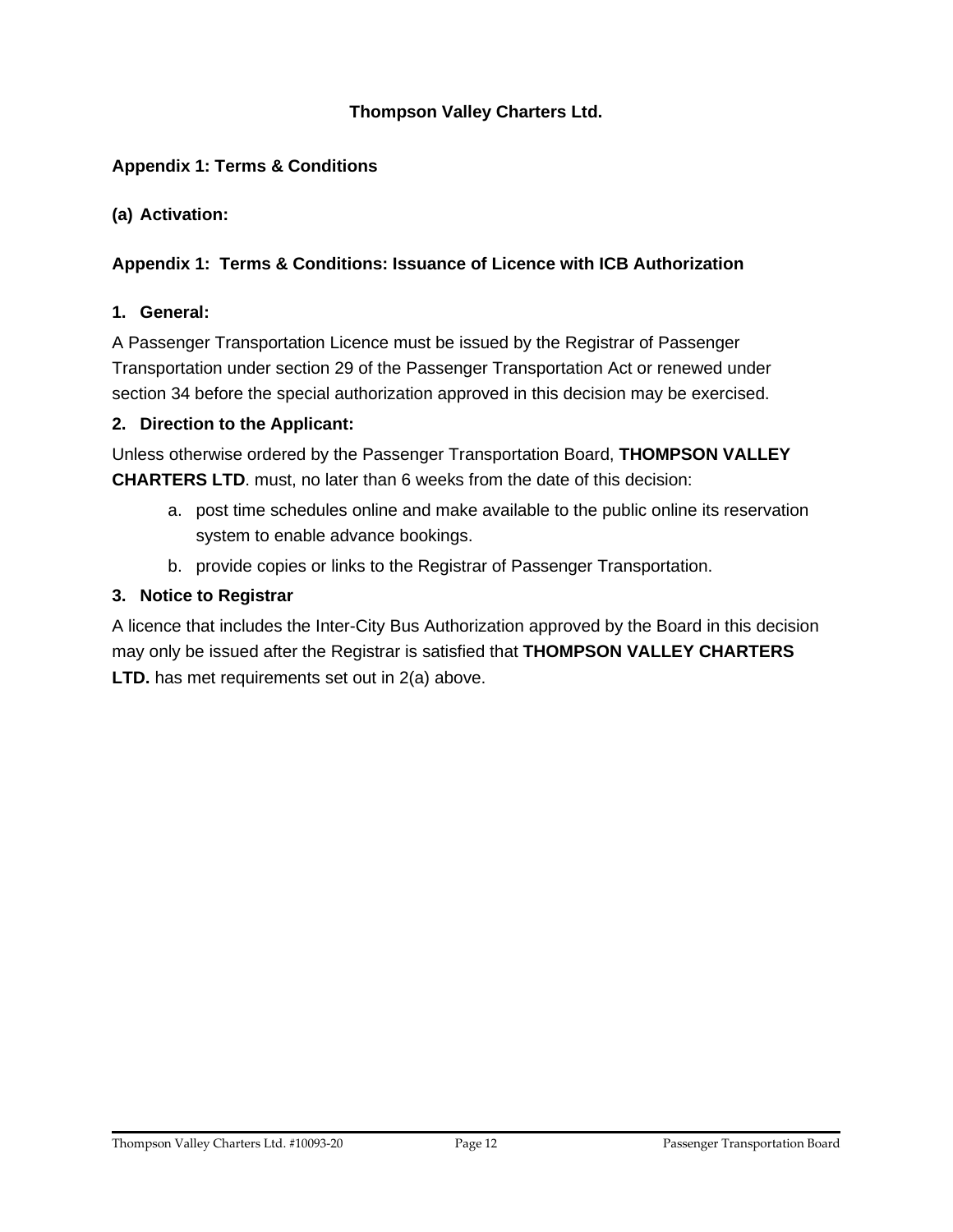**Thompson Valley Charters Ltd.**

**Appendix 1: Terms & Conditions**

**(a) Activation:**

**Appendix 1: Terms & Conditions: Issuance of Licence with ICB Authorization**

**1. General:**

A Passenger Transportation Licence must be issued by the Registrar of Passenger Transportation under section 29 of the Passenger Transportation Act or renewed under section 34 before the special authorization approved in this decision may be exercised.

**2. Direction to the Applicant:**

Unless otherwise ordered by the Passenger Transportation Board, **THOMPSON VALLEY CHARTERS LTD**. must, no later than 6 weeks from the date of this decision:

a. post time schedules online and make available to the public online its reservation system to enable advance bookings.

b. provide copies or links to the Registrar of Passenger Transportation.

**3. Notice to Registrar**

A licence that includes the Inter-City Bus Authorization approved by the Board in this decision may only be issued after the Registrar is satisfied that **THOMPSON VALLEY CHARTERS LTD.** has met requirements set out in 2(a) above.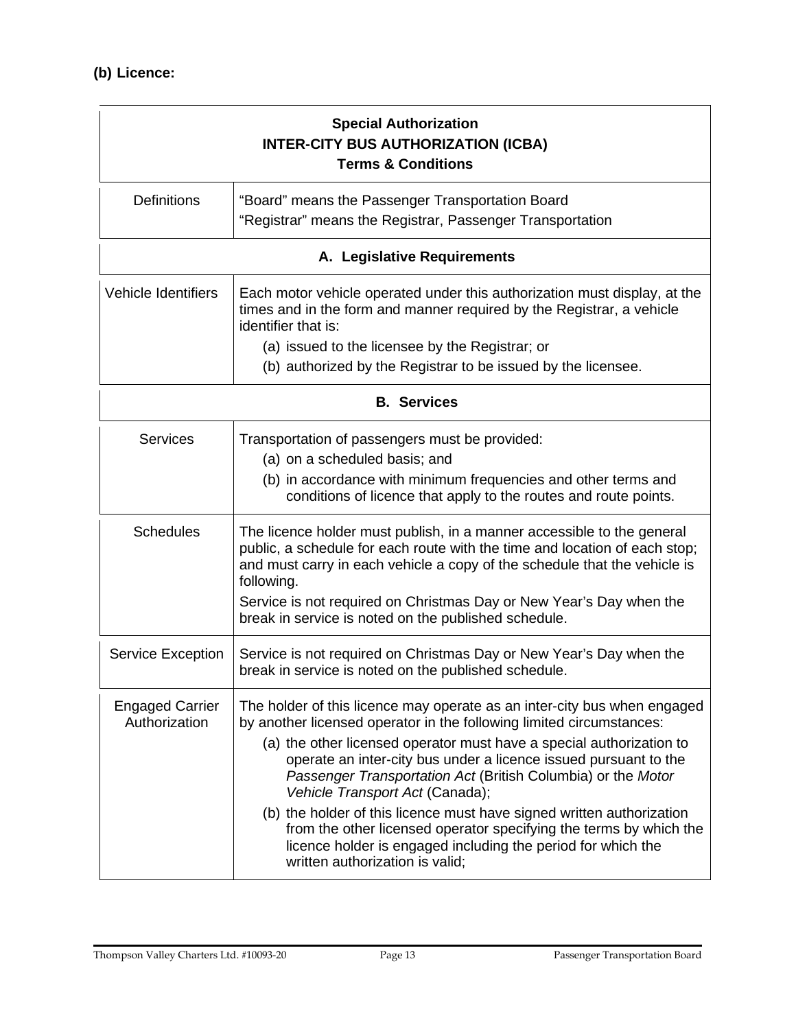**(b) Licence:**

| **Special Authorization<br>INTER-CITY BUS AUTHORIZATION (ICBA)<br>Terms & Conditions** | |
|---|---|
| Definitions | “Board” means the Passenger Transportation Board<br>“Registrar” means the Registrar, Passenger Transportation |
| **A. Legislative Requirements** | |
| Vehicle Identifiers | Each motor vehicle operated under this authorization must display, at the times and in the form and manner required by the Registrar, a vehicle identifier that is:<br>(a) issued to the licensee by the Registrar; or<br>(b) authorized by the Registrar to be issued by the licensee. |
| **B. Services** | |
| Services | Transportation of passengers must be provided:<br>(a) on a scheduled basis; and<br>(b) in accordance with minimum frequencies and other terms and conditions of licence that apply to the routes and route points. |
| Schedules | The licence holder must publish, in a manner accessible to the general public, a schedule for each route with the time and location of each stop; and must carry in each vehicle a copy of the schedule that the vehicle is following.<br>Service is not required on Christmas Day or New Year’s Day when the break in service is noted on the published schedule. |
| Service Exception | Service is not required on Christmas Day or New Year’s Day when the break in service is noted on the published schedule. |
| Engaged Carrier Authorization | The holder of this licence may operate as an inter-city bus when engaged by another licensed operator in the following limited circumstances:<br>(a) the other licensed operator must have a special authorization to operate an inter-city bus under a licence issued pursuant to the *Passenger Transportation Act* (British Columbia) or the *Motor Vehicle Transport Act* (Canada);<br>(b) the holder of this licence must have signed written authorization from the other licensed operator specifying the terms by which the licence holder is engaged including the period for which the written authorization is valid; |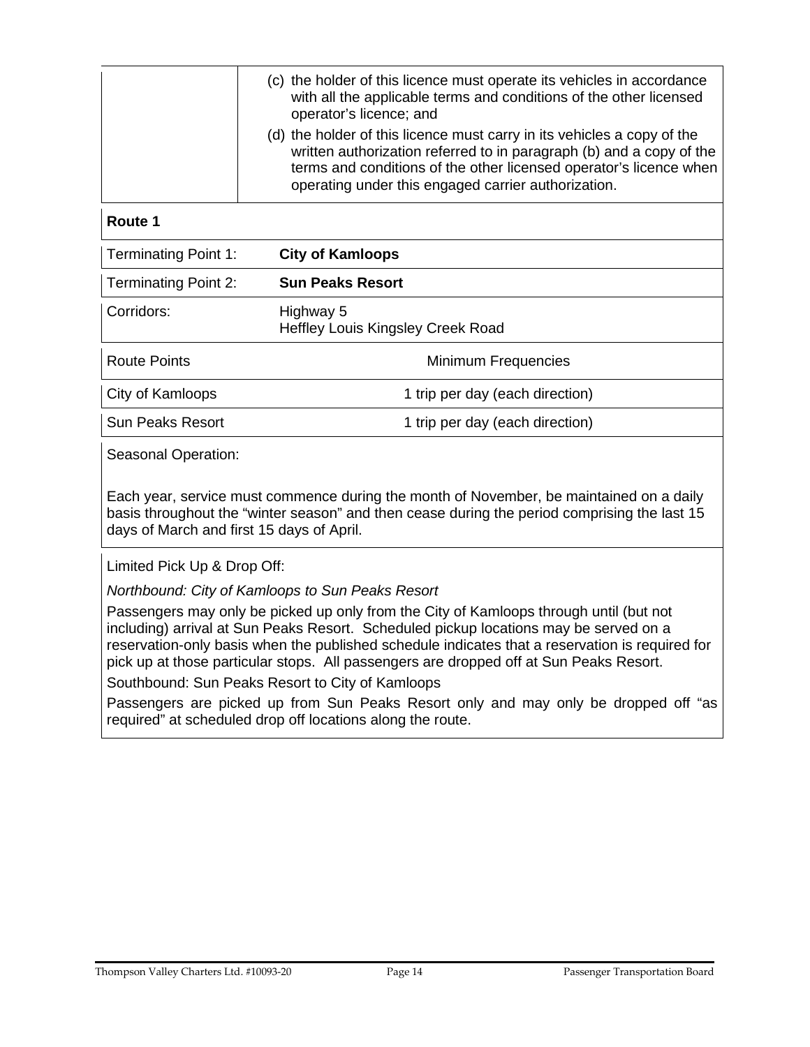| | (c) the holder of this licence must operate its vehicles in accordance with all the applicable terms and conditions of the other licensed operator's licence; and<br>(d) the holder of this licence must carry in its vehicles a copy of the written authorization referred to in paragraph (b) and a copy of the terms and conditions of the other licensed operator's licence when operating under this engaged carrier authorization. |
|---|---|

**Route 1**

| | |
|---|---|
| Terminating Point 1: | **City of Kamloops** |
| Terminating Point 2: | **Sun Peaks Resort** |
| Corridors: | Highway 5<br>Heffley Louis Kingsley Creek Road |

| Route Points | Minimum Frequencies |
|---|---|
| City of Kamloops | 1 trip per day (each direction) |
| Sun Peaks Resort | 1 trip per day (each direction) |

Seasonal Operation:

Each year, service must commence during the month of November, be maintained on a daily basis throughout the "winter season" and then cease during the period comprising the last 15 days of March and first 15 days of April.

Limited Pick Up & Drop Off:

*Northbound: City of Kamloops to Sun Peaks Resort*

Passengers may only be picked up only from the City of Kamloops through until (but not including) arrival at Sun Peaks Resort. Scheduled pickup locations may be served on a reservation-only basis when the published schedule indicates that a reservation is required for pick up at those particular stops. All passengers are dropped off at Sun Peaks Resort.

Southbound: Sun Peaks Resort to City of Kamloops

Passengers are picked up from Sun Peaks Resort only and may only be dropped off "as required" at scheduled drop off locations along the route.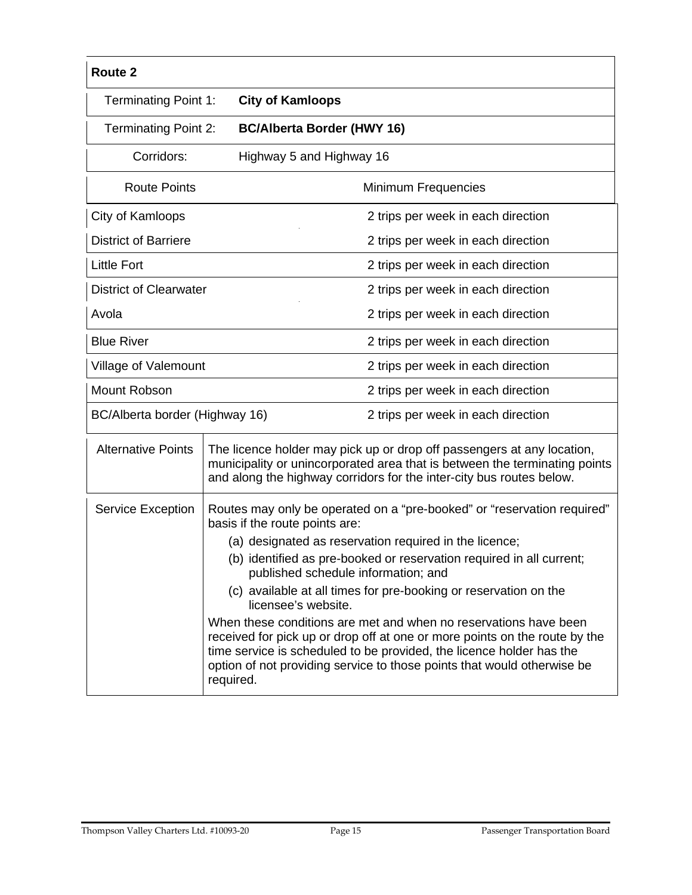| **Route 2** | |
|---|---|
| Terminating Point 1: | **City of Kamloops** |
| Terminating Point 2: | **BC/Alberta Border (HWY 16)** |
| Corridors: | Highway 5 and Highway 16 |

| Route Points | Minimum Frequencies |
|---|---|
| City of Kamloops | 2 trips per week in each direction |
| District of Barriere | 2 trips per week in each direction |
| Little Fort | 2 trips per week in each direction |
| District of Clearwater | 2 trips per week in each direction |
| Avola | 2 trips per week in each direction |
| Blue River | 2 trips per week in each direction |
| Village of Valemount | 2 trips per week in each direction |
| Mount Robson | 2 trips per week in each direction |
| BC/Alberta border (Highway 16) | 2 trips per week in each direction |

| | |
|---|---|
| Alternative Points | The licence holder may pick up or drop off passengers at any location, municipality or unincorporated area that is between the terminating points and along the highway corridors for the inter-city bus routes below. |
| Service Exception | Routes may only be operated on a "pre-booked" or "reservation required" basis if the route points are:<br>(a) designated as reservation required in the licence;<br>(b) identified as pre-booked or reservation required in all current; published schedule information; and<br>(c) available at all times for pre-booking or reservation on the licensee's website.<br>When these conditions are met and when no reservations have been received for pick up or drop off at one or more points on the route by the time service is scheduled to be provided, the licence holder has the option of not providing service to those points that would otherwise be required. |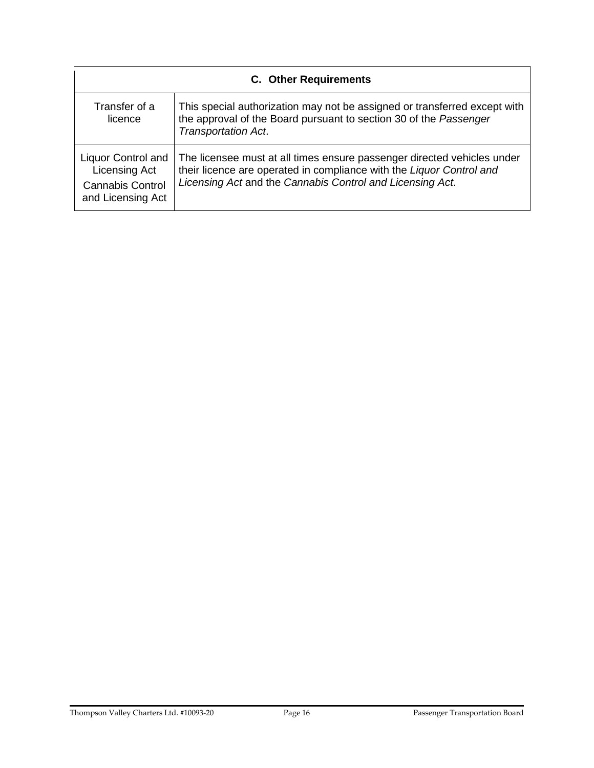| C. Other Requirements | |
|---|---|
| Transfer of a licence | This special authorization may not be assigned or transferred except with the approval of the Board pursuant to section 30 of the *Passenger Transportation Act*. |
| Liquor Control and Licensing Act<br>Cannabis Control and Licensing Act | The licensee must at all times ensure passenger directed vehicles under their licence are operated in compliance with the *Liquor Control and Licensing Act* and the *Cannabis Control and Licensing Act*. |